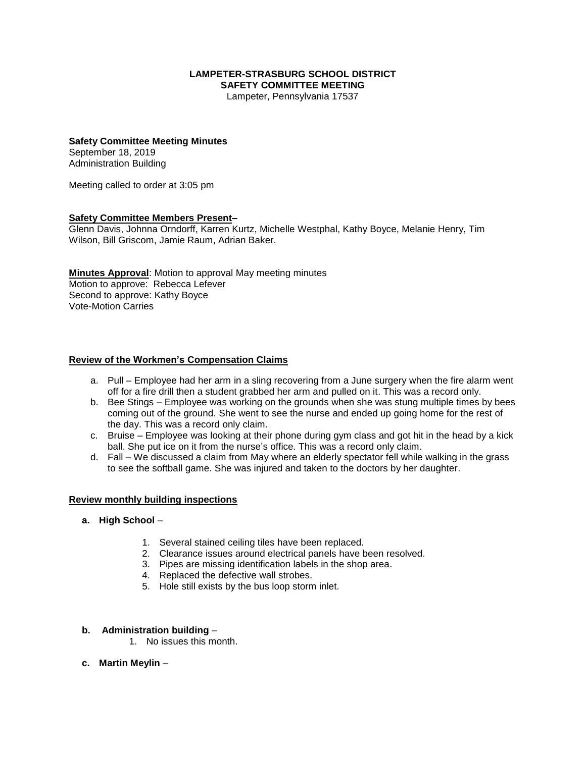**LAMPETER-STRASBURG SCHOOL DISTRICT**
**SAFETY COMMITTEE MEETING**
Lampeter, Pennsylvania 17537

**Safety Committee Meeting Minutes**
September 18, 2019
Administration Building

Meeting called to order at 3:05 pm

**Safety Committee Members Present–**
Glenn Davis, Johnna Orndorff, Karren Kurtz, Michelle Westphal, Kathy Boyce, Melanie Henry, Tim Wilson, Bill Griscom, Jamie Raum, Adrian Baker.

**Minutes Approval**: Motion to approval May meeting minutes
Motion to approve: Rebecca Lefever
Second to approve: Kathy Boyce
Vote-Motion Carries

**Review of the Workmen's Compensation Claims**

a. Pull – Employee had her arm in a sling recovering from a June surgery when the fire alarm went off for a fire drill then a student grabbed her arm and pulled on it. This was a record only.
b. Bee Stings – Employee was working on the grounds when she was stung multiple times by bees coming out of the ground. She went to see the nurse and ended up going home for the rest of the day. This was a record only claim.
c. Bruise – Employee was looking at their phone during gym class and got hit in the head by a kick ball. She put ice on it from the nurse's office. This was a record only claim.
d. Fall – We discussed a claim from May where an elderly spectator fell while walking in the grass to see the softball game. She was injured and taken to the doctors by her daughter.

**Review monthly building inspections**

**a. High School** –

1. Several stained ceiling tiles have been replaced.
2. Clearance issues around electrical panels have been resolved.
3. Pipes are missing identification labels in the shop area.
4. Replaced the defective wall strobes.
5. Hole still exists by the bus loop storm inlet.

**b. Administration building** –

1. No issues this month.

**c. Martin Meylin** –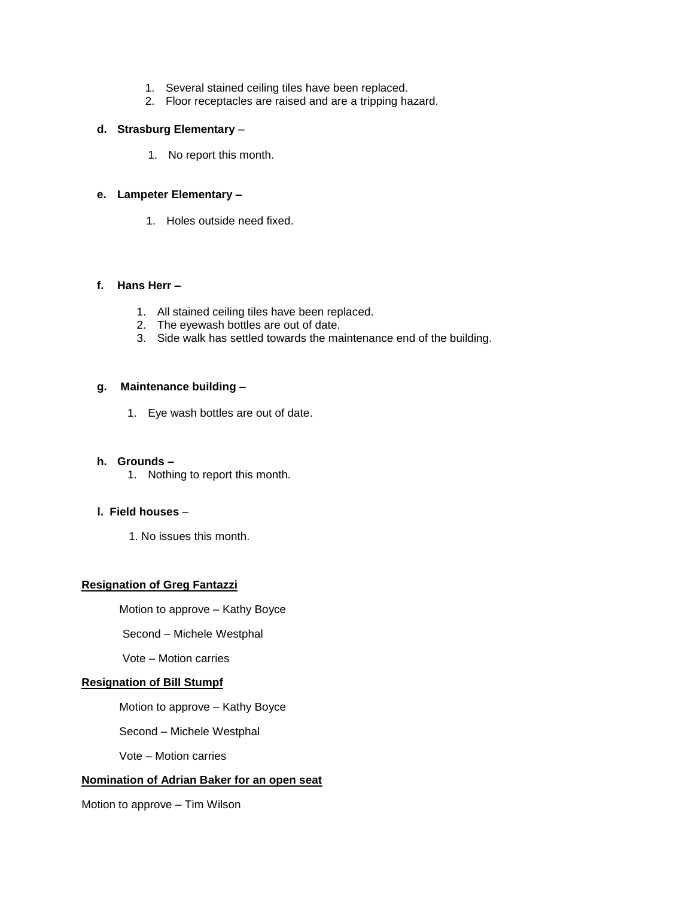1. Several stained ceiling tiles have been replaced.
2. Floor receptacles are raised and are a tripping hazard.

**d. Strasburg Elementary** –

1. No report this month.

**e. Lampeter Elementary –**

1. Holes outside need fixed.

**f. Hans Herr –**

1. All stained ceiling tiles have been replaced.
2. The eyewash bottles are out of date.
3. Side walk has settled towards the maintenance end of the building.

**g. Maintenance building –**

1. Eye wash bottles are out of date.

**h. Grounds –**

1. Nothing to report this month.

**I. Field houses** –

1. No issues this month.

**<u>Resignation of Greg Fantazzi</u>**

Motion to approve – Kathy Boyce

Second – Michele Westphal

Vote – Motion carries

**<u>Resignation of Bill Stumpf</u>**

Motion to approve – Kathy Boyce

Second – Michele Westphal

Vote – Motion carries

**<u>Nomination of Adrian Baker for an open seat</u>**

Motion to approve – Tim Wilson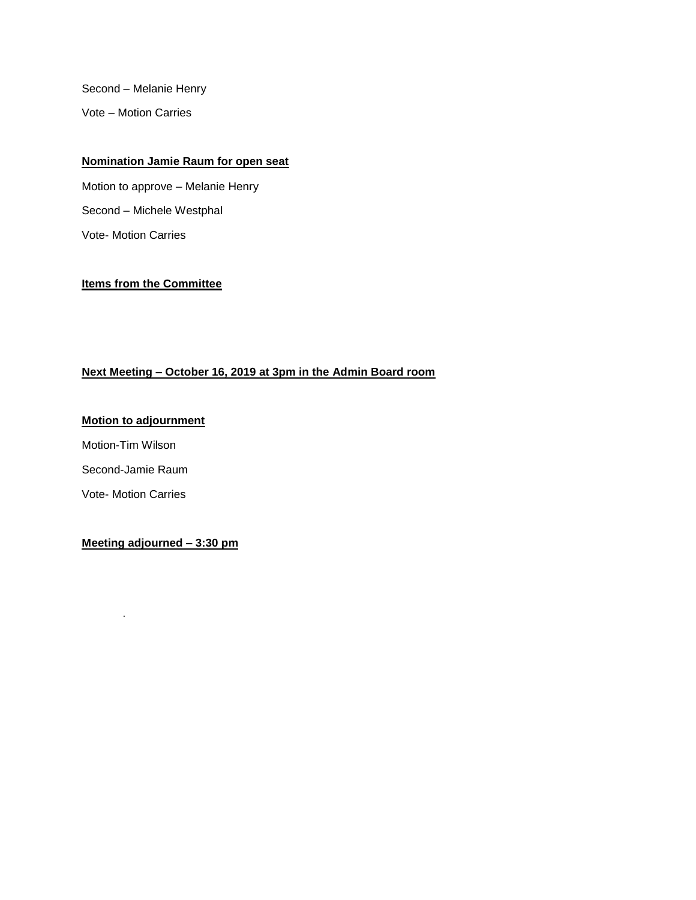Second – Melanie Henry

Vote – Motion Carries

**Nomination Jamie Raum for open seat**

Motion to approve – Melanie Henry

Second – Michele Westphal

Vote- Motion Carries

**Items from the Committee**

**Next Meeting – October 16, 2019 at 3pm in the Admin Board room**

**Motion to adjournment**

Motion-Tim Wilson

Second-Jamie Raum

Vote- Motion Carries

**Meeting adjourned – 3:30 pm**

.